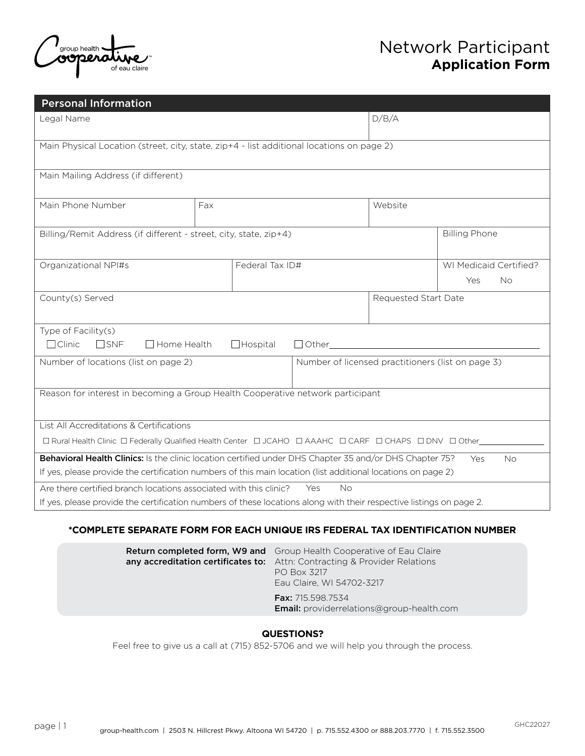# Network Participant
## Application Form

### Personal Information

| Legal Name | | | D/B/A |
|---|---|---|---|
| Main Physical Location (street, city, state, zip+4 - list additional locations on page 2) | | | |
| Main Mailing Address (if different) | | | |
| Main Phone Number | Fax | | Website |
| Billing/Remit Address (if different - street, city, state, zip+4) | | | Billing Phone |
| Organizational NPI#s | Federal Tax ID# | | WI Medicaid Certified? Yes No |
| County(s) Served | | | Requested Start Date |

Type of Facility(s)
☐ Clinic ☐ SNF ☐ Home Health ☐ Hospital ☐ Other________________________________

| Number of locations (list on page 2) | Number of licensed practitioners (list on page 3) |
|---|---|
| | |

Reason for interest in becoming a Group Health Cooperative network participant

List All Accreditations & Certifications
☐ Rural Health Clinic ☐ Federally Qualified Health Center ☐ JCAHO ☐ AAAHC ☐ CARF ☐ CHAPS ☐ DNV ☐ Other____________

**Behavioral Health Clinics:** Is the clinic location certified under DHS Chapter 35 and/or DHS Chapter 75? Yes No
If yes, please provide the certification numbers of this main location (list additional locations on page 2)

Are there certified branch locations associated with this clinic? Yes No
If yes, please provide the certification numbers of these locations along with their respective listings on page 2.

**\*COMPLETE SEPARATE FORM FOR EACH UNIQUE IRS FEDERAL TAX IDENTIFICATION NUMBER**

**Return completed form, W9 and any accreditation certificates to:**
Group Health Cooperative of Eau Claire
Attn: Contracting & Provider Relations
PO Box 3217
Eau Claire, WI 54702-3217

**Fax:** 715.598.7534
**Email:** providerrelations@group-health.com

**QUESTIONS?**
Feel free to give us a call at (715) 852-5706 and we will help you through the process.

GHC22027

group-health.com | 2503 N. Hillcrest Pkwy. Altoona WI 54720 | p. 715.552.4300 or 888.203.7770 | f. 715.552.3500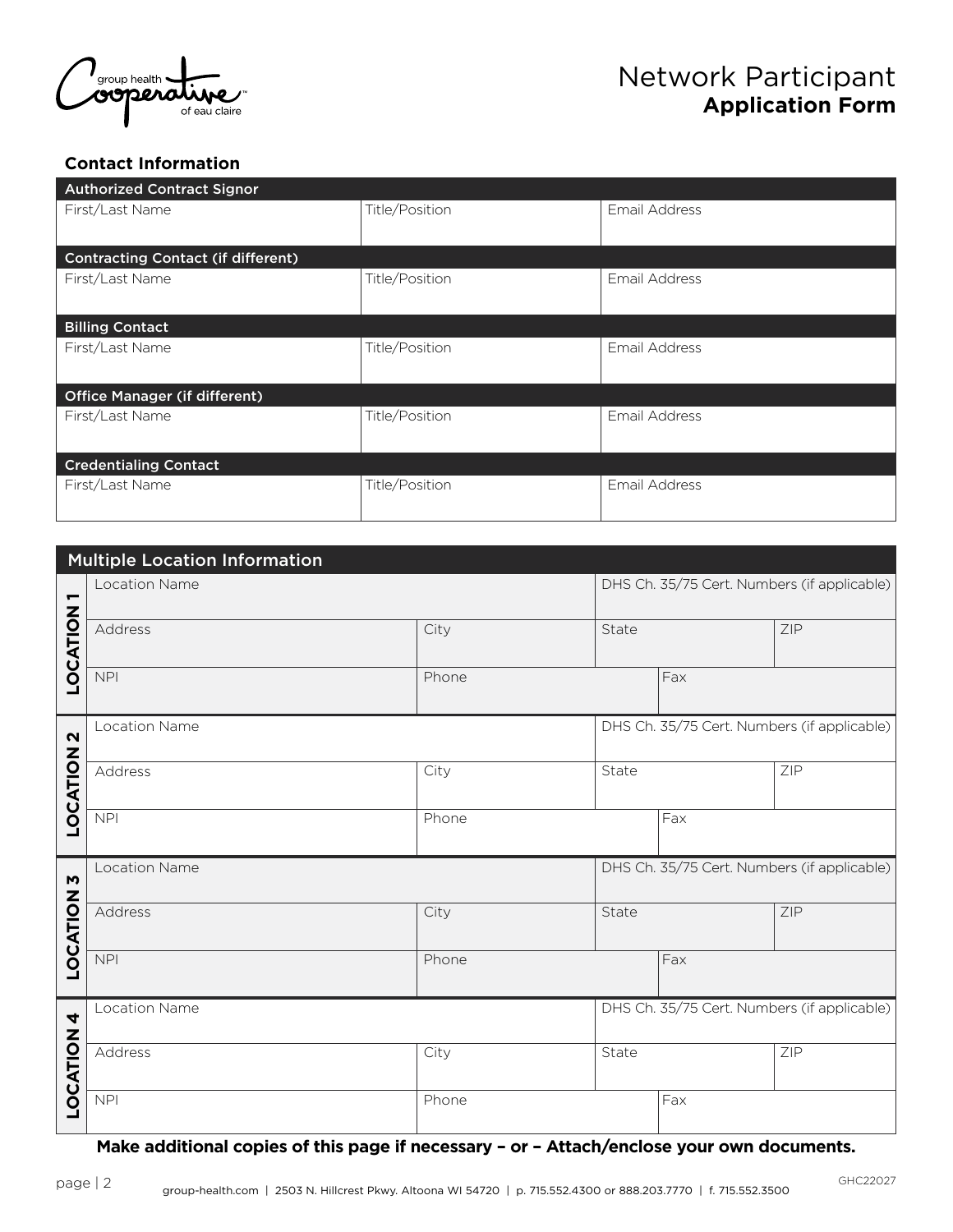# Network Participant
## Application Form

### Contact Information

| Authorized Contract Signor | | |
|---|---|---|
| First/Last Name | Title/Position | Email Address |

| Contracting Contact (if different) | | |
|---|---|---|
| First/Last Name | Title/Position | Email Address |

| Billing Contact | | |
|---|---|---|
| First/Last Name | Title/Position | Email Address |

| Office Manager (if different) | | |
|---|---|---|
| First/Last Name | Title/Position | Email Address |

| Credentialing Contact | | |
|---|---|---|
| First/Last Name | Title/Position | Email Address |

### Multiple Location Information

| | | | | | |
|---|---|---|---|---|---|
| **LOCATION 1** | Location Name | | DHS Ch. 35/75 Cert. Numbers (if applicable) | | |
| | Address | City | State | | ZIP |
| | NPI | Phone | | Fax | |
| **LOCATION 2** | Location Name | | DHS Ch. 35/75 Cert. Numbers (if applicable) | | |
| | Address | City | State | | ZIP |
| | NPI | Phone | | Fax | |
| **LOCATION 3** | Location Name | | DHS Ch. 35/75 Cert. Numbers (if applicable) | | |
| | Address | City | State | | ZIP |
| | NPI | Phone | | Fax | |
| **LOCATION 4** | Location Name | | DHS Ch. 35/75 Cert. Numbers (if applicable) | | |
| | Address | City | State | | ZIP |
| | NPI | Phone | | Fax | |

**Make additional copies of this page if necessary – or – Attach/enclose your own documents.**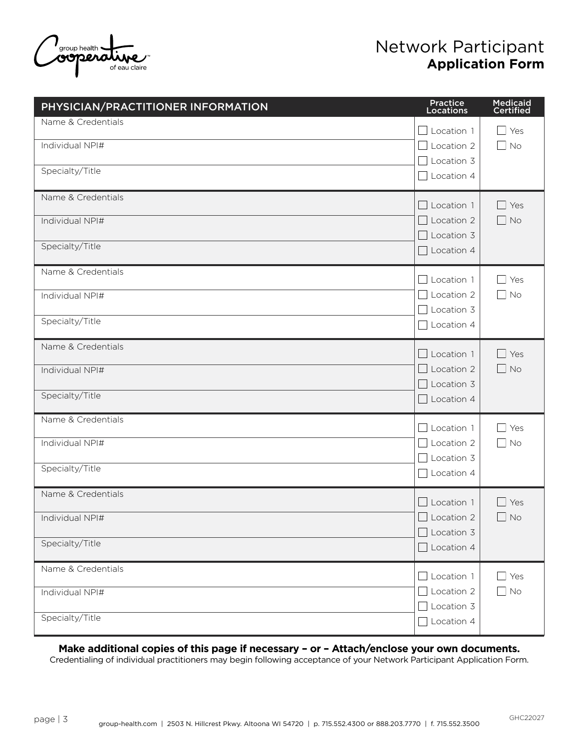# Network Participant **Application Form**

| PHYSICIAN/PRACTITIONER INFORMATION | Practice Locations | Medicaid Certified |
|---|---|---|
| Name & Credentials<br>Individual NPI#<br>Specialty/Title | ☐ Location 1<br>☐ Location 2<br>☐ Location 3<br>☐ Location 4 | ☐ Yes<br>☐ No |
| Name & Credentials<br>Individual NPI#<br>Specialty/Title | ☐ Location 1<br>☐ Location 2<br>☐ Location 3<br>☐ Location 4 | ☐ Yes<br>☐ No |
| Name & Credentials<br>Individual NPI#<br>Specialty/Title | ☐ Location 1<br>☐ Location 2<br>☐ Location 3<br>☐ Location 4 | ☐ Yes<br>☐ No |
| Name & Credentials<br>Individual NPI#<br>Specialty/Title | ☐ Location 1<br>☐ Location 2<br>☐ Location 3<br>☐ Location 4 | ☐ Yes<br>☐ No |
| Name & Credentials<br>Individual NPI#<br>Specialty/Title | ☐ Location 1<br>☐ Location 2<br>☐ Location 3<br>☐ Location 4 | ☐ Yes<br>☐ No |
| Name & Credentials<br>Individual NPI#<br>Specialty/Title | ☐ Location 1<br>☐ Location 2<br>☐ Location 3<br>☐ Location 4 | ☐ Yes<br>☐ No |
| Name & Credentials<br>Individual NPI#<br>Specialty/Title | ☐ Location 1<br>☐ Location 2<br>☐ Location 3<br>☐ Location 4 | ☐ Yes<br>☐ No |

**Make additional copies of this page if necessary – or – Attach/enclose your own documents.**

Credentialing of individual practitioners may begin following acceptance of your Network Participant Application Form.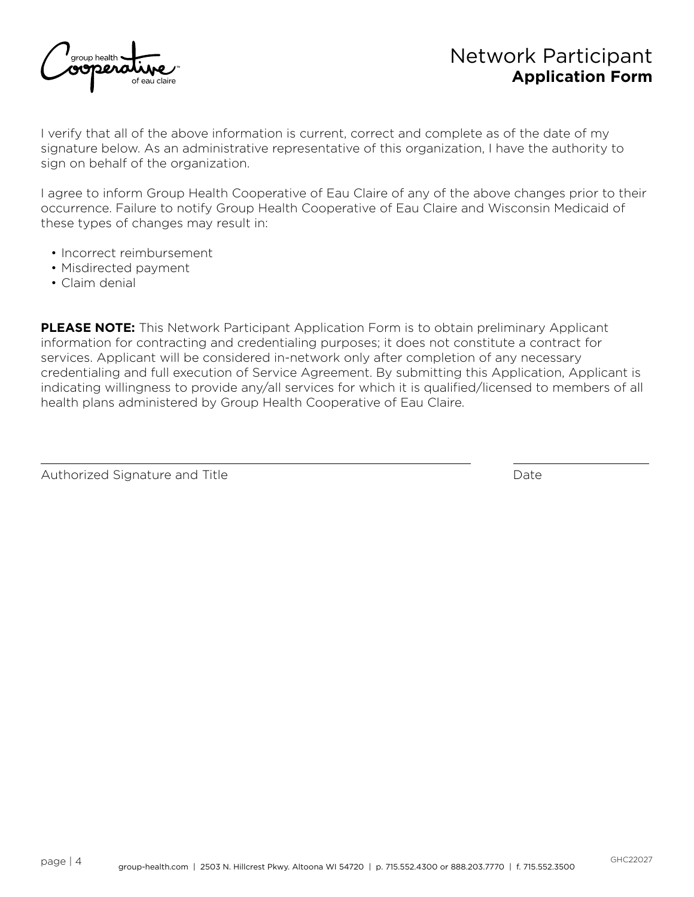# Network Participant **Application Form**

I verify that all of the above information is current, correct and complete as of the date of my signature below. As an administrative representative of this organization, I have the authority to sign on behalf of the organization.

I agree to inform Group Health Cooperative of Eau Claire of any of the above changes prior to their occurrence. Failure to notify Group Health Cooperative of Eau Claire and Wisconsin Medicaid of these types of changes may result in:

- Incorrect reimbursement
- Misdirected payment
- Claim denial

**PLEASE NOTE:** This Network Participant Application Form is to obtain preliminary Applicant information for contracting and credentialing purposes; it does not constitute a contract for services. Applicant will be considered in-network only after completion of any necessary credentialing and full execution of Service Agreement. By submitting this Application, Applicant is indicating willingness to provide any/all services for which it is qualified/licensed to members of all health plans administered by Group Health Cooperative of Eau Claire.

_______________________________________________ &nbsp;&nbsp;&nbsp;&nbsp; ____________________

Authorized Signature and Title &nbsp;&nbsp;&nbsp;&nbsp; Date